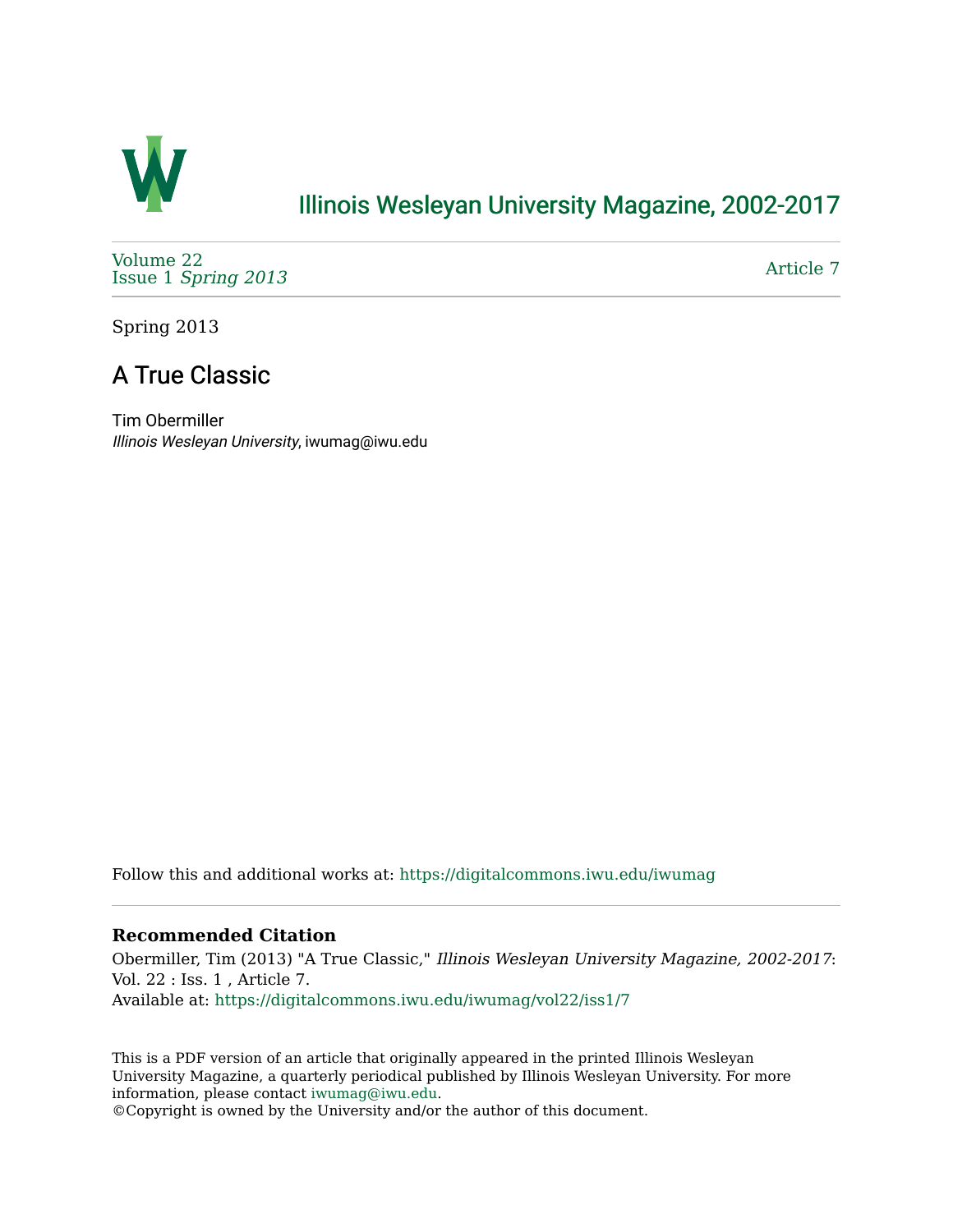# Illinois Wesleyan University Magazine, 2002-2017

Volume 22
Issue 1 *Spring 2013*

Article 7

Spring 2013

## A True Classic

Tim Obermiller
*Illinois Wesleyan University*, iwumag@iwu.edu

Follow this and additional works at: https://digitalcommons.iwu.edu/iwumag

### Recommended Citation

Obermiller, Tim (2013) "A True Classic," *Illinois Wesleyan University Magazine, 2002-2017*: Vol. 22 : Iss. 1 , Article 7.
Available at: https://digitalcommons.iwu.edu/iwumag/vol22/iss1/7

This is a PDF version of an article that originally appeared in the printed Illinois Wesleyan University Magazine, a quarterly periodical published by Illinois Wesleyan University. For more information, please contact iwumag@iwu.edu.
©Copyright is owned by the University and/or the author of this document.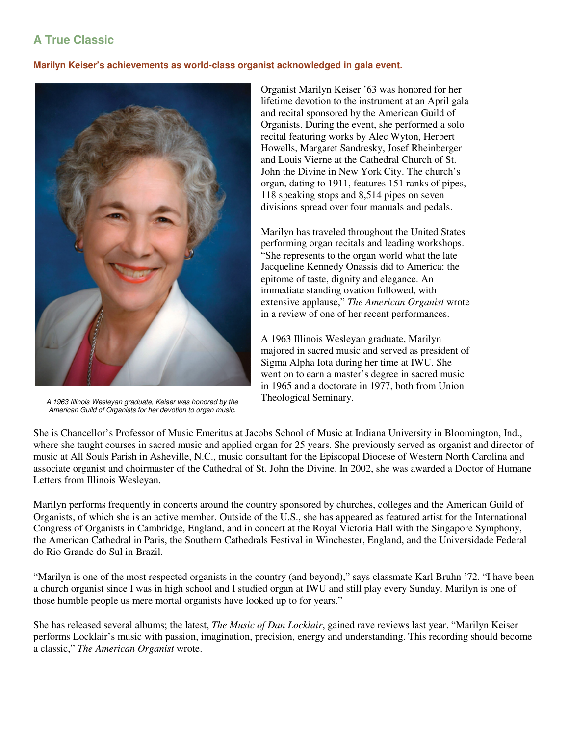## A True Classic

**Marilyn Keiser's achievements as world-class organist acknowledged in gala event.**

*A 1963 Illinois Wesleyan graduate, Keiser was honored by the American Guild of Organists for her devotion to organ music.*

Organist Marilyn Keiser '63 was honored for her lifetime devotion to the instrument at an April gala and recital sponsored by the American Guild of Organists. During the event, she performed a solo recital featuring works by Alec Wyton, Herbert Howells, Margaret Sandresky, Josef Rheinberger and Louis Vierne at the Cathedral Church of St. John the Divine in New York City. The church's organ, dating to 1911, features 151 ranks of pipes, 118 speaking stops and 8,514 pipes on seven divisions spread over four manuals and pedals.

Marilyn has traveled throughout the United States performing organ recitals and leading workshops. "She represents to the organ world what the late Jacqueline Kennedy Onassis did to America: the epitome of taste, dignity and elegance. An immediate standing ovation followed, with extensive applause," *The American Organist* wrote in a review of one of her recent performances.

A 1963 Illinois Wesleyan graduate, Marilyn majored in sacred music and served as president of Sigma Alpha Iota during her time at IWU. She went on to earn a master's degree in sacred music in 1965 and a doctorate in 1977, both from Union Theological Seminary.

She is Chancellor's Professor of Music Emeritus at Jacobs School of Music at Indiana University in Bloomington, Ind., where she taught courses in sacred music and applied organ for 25 years. She previously served as organist and director of music at All Souls Parish in Asheville, N.C., music consultant for the Episcopal Diocese of Western North Carolina and associate organist and choirmaster of the Cathedral of St. John the Divine. In 2002, she was awarded a Doctor of Humane Letters from Illinois Wesleyan.

Marilyn performs frequently in concerts around the country sponsored by churches, colleges and the American Guild of Organists, of which she is an active member. Outside of the U.S., she has appeared as featured artist for the International Congress of Organists in Cambridge, England, and in concert at the Royal Victoria Hall with the Singapore Symphony, the American Cathedral in Paris, the Southern Cathedrals Festival in Winchester, England, and the Universidade Federal do Rio Grande do Sul in Brazil.

"Marilyn is one of the most respected organists in the country (and beyond)," says classmate Karl Bruhn '72. "I have been a church organist since I was in high school and I studied organ at IWU and still play every Sunday. Marilyn is one of those humble people us mere mortal organists have looked up to for years."

She has released several albums; the latest, *The Music of Dan Locklair*, gained rave reviews last year. "Marilyn Keiser performs Locklair's music with passion, imagination, precision, energy and understanding. This recording should become a classic," *The American Organist* wrote.